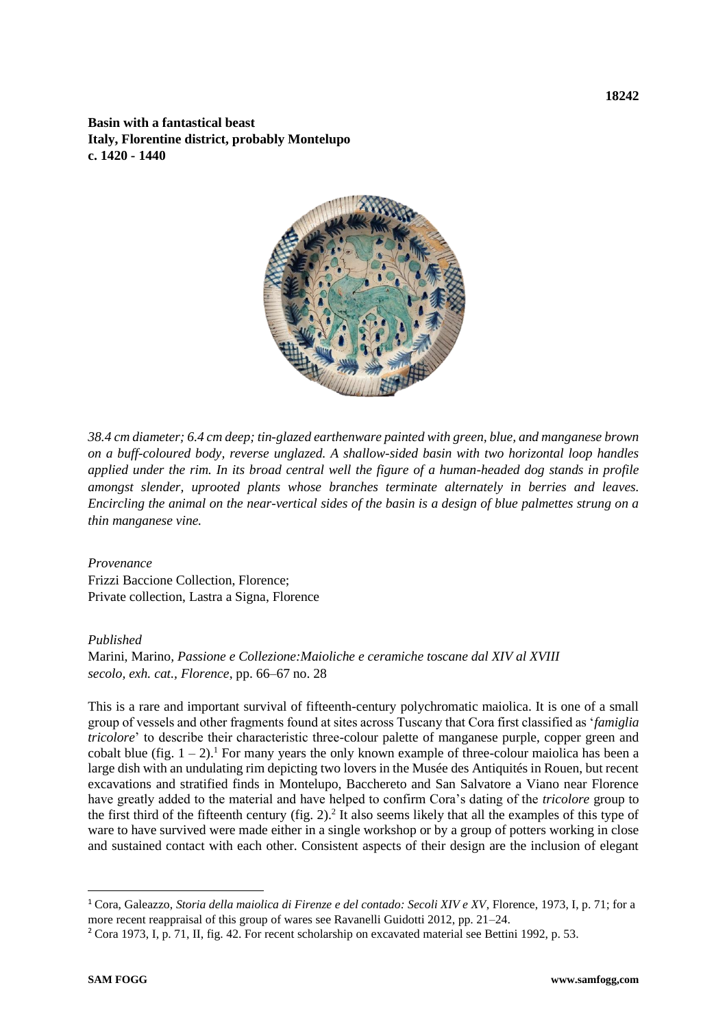18242

**Basin with a fantastical beast**
**Italy, Florentine district, probably Montelupo**
**c. 1420 - 1440**

*38.4 cm diameter; 6.4 cm deep; tin-glazed earthenware painted with green, blue, and manganese brown on a buff-coloured body, reverse unglazed. A shallow-sided basin with two horizontal loop handles applied under the rim. In its broad central well the figure of a human-headed dog stands in profile amongst slender, uprooted plants whose branches terminate alternately in berries and leaves. Encircling the animal on the near-vertical sides of the basin is a design of blue palmettes strung on a thin manganese vine.*

*Provenance*
Frizzi Baccione Collection, Florence;
Private collection, Lastra a Signa, Florence

*Published*
Marini, Marino, *Passione e Collezione:Maioliche e ceramiche toscane dal XIV al XVIII secolo, exh. cat., Florence*, pp. 66–67 no. 28

This is a rare and important survival of fifteenth-century polychromatic maiolica. It is one of a small group of vessels and other fragments found at sites across Tuscany that Cora first classified as '*famiglia tricolore*' to describe their characteristic three-colour palette of manganese purple, copper green and cobalt blue (fig. 1 – 2).[1] For many years the only known example of three-colour maiolica has been a large dish with an undulating rim depicting two lovers in the Musée des Antiquités in Rouen, but recent excavations and stratified finds in Montelupo, Bacchereto and San Salvatore a Viano near Florence have greatly added to the material and have helped to confirm Cora's dating of the *tricolore* group to the first third of the fifteenth century (fig. 2).[2] It also seems likely that all the examples of this type of ware to have survived were made either in a single workshop or by a group of potters working in close and sustained contact with each other. Consistent aspects of their design are the inclusion of elegant

[1] Cora, Galeazzo, *Storia della maiolica di Firenze e del contado: Secoli XIV e XV*, Florence, 1973, I, p. 71; for a more recent reappraisal of this group of wares see Ravanelli Guidotti 2012, pp. 21–24.

[2] Cora 1973, I, p. 71, II, fig. 42. For recent scholarship on excavated material see Bettini 1992, p. 53.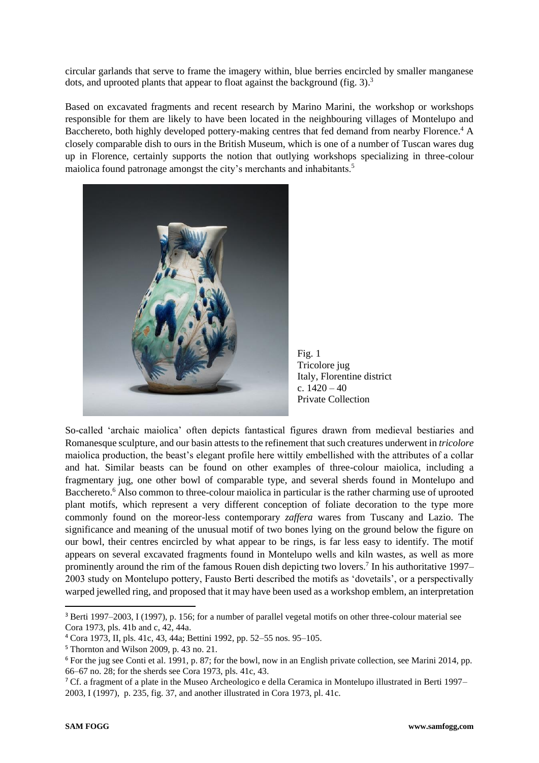circular garlands that serve to frame the imagery within, blue berries encircled by smaller manganese dots, and uprooted plants that appear to float against the background (fig. 3).[3]

Based on excavated fragments and recent research by Marino Marini, the workshop or workshops responsible for them are likely to have been located in the neighbouring villages of Montelupo and Bacchereto, both highly developed pottery-making centres that fed demand from nearby Florence.[4] A closely comparable dish to ours in the British Museum, which is one of a number of Tuscan wares dug up in Florence, certainly supports the notion that outlying workshops specializing in three-colour maiolica found patronage amongst the city's merchants and inhabitants.[5]

Fig. 1
Tricolore jug
Italy, Florentine district
c. 1420 – 40
Private Collection

So-called 'archaic maiolica' often depicts fantastical figures drawn from medieval bestiaries and Romanesque sculpture, and our basin attests to the refinement that such creatures underwent in *tricolore* maiolica production, the beast's elegant profile here wittily embellished with the attributes of a collar and hat. Similar beasts can be found on other examples of three-colour maiolica, including a fragmentary jug, one other bowl of comparable type, and several sherds found in Montelupo and Bacchereto.[6] Also common to three-colour maiolica in particular is the rather charming use of uprooted plant motifs, which represent a very different conception of foliate decoration to the type more commonly found on the moreor-less contemporary *zaffera* wares from Tuscany and Lazio. The significance and meaning of the unusual motif of two bones lying on the ground below the figure on our bowl, their centres encircled by what appear to be rings, is far less easy to identify. The motif appears on several excavated fragments found in Montelupo wells and kiln wastes, as well as more prominently around the rim of the famous Rouen dish depicting two lovers.[7] In his authoritative 1997–2003 study on Montelupo pottery, Fausto Berti described the motifs as 'dovetails', or a perspectivally warped jewelled ring, and proposed that it may have been used as a workshop emblem, an interpretation

---

[3] Berti 1997–2003, I (1997), p. 156; for a number of parallel vegetal motifs on other three-colour material see Cora 1973, pls. 41b and c, 42, 44a.

[4] Cora 1973, II, pls. 41c, 43, 44a; Bettini 1992, pp. 52–55 nos. 95–105.

[5] Thornton and Wilson 2009, p. 43 no. 21.

[6] For the jug see Conti et al. 1991, p. 87; for the bowl, now in an English private collection, see Marini 2014, pp. 66–67 no. 28; for the sherds see Cora 1973, pls. 41c, 43.

[7] Cf. a fragment of a plate in the Museo Archeologico e della Ceramica in Montelupo illustrated in Berti 1997–2003, I (1997), p. 235, fig. 37, and another illustrated in Cora 1973, pl. 41c.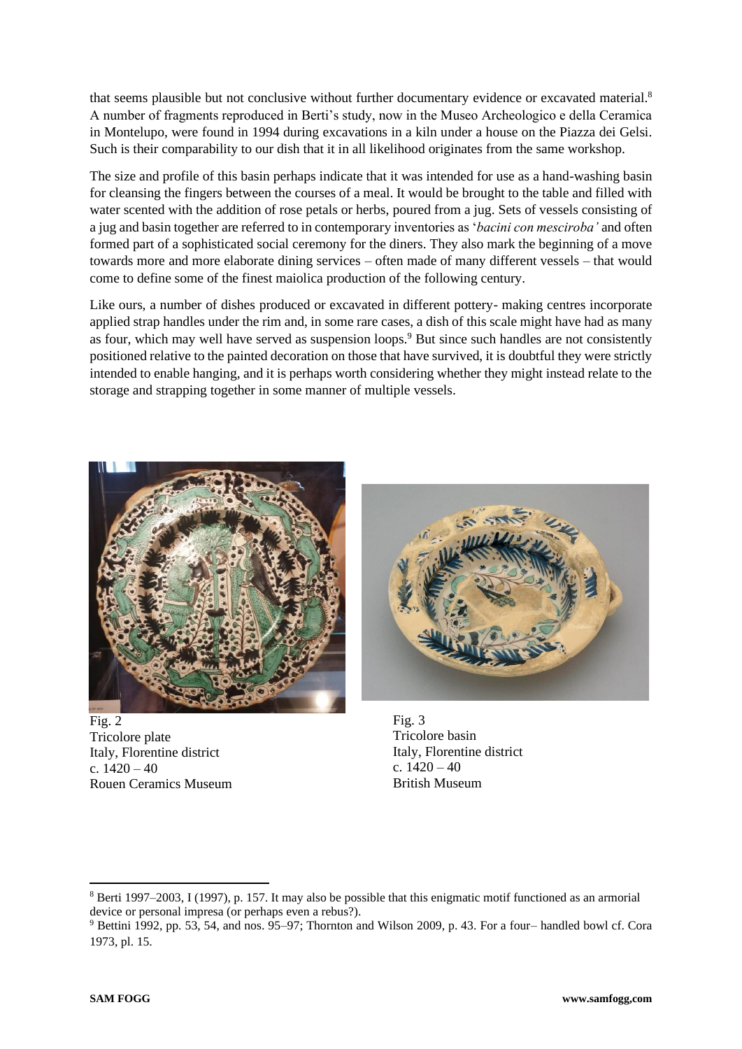that seems plausible but not conclusive without further documentary evidence or excavated material.[8] A number of fragments reproduced in Berti's study, now in the Museo Archeologico e della Ceramica in Montelupo, were found in 1994 during excavations in a kiln under a house on the Piazza dei Gelsi. Such is their comparability to our dish that it in all likelihood originates from the same workshop.

The size and profile of this basin perhaps indicate that it was intended for use as a hand-washing basin for cleansing the fingers between the courses of a meal. It would be brought to the table and filled with water scented with the addition of rose petals or herbs, poured from a jug. Sets of vessels consisting of a jug and basin together are referred to in contemporary inventories as '*bacini con mesciroba'* and often formed part of a sophisticated social ceremony for the diners. They also mark the beginning of a move towards more and more elaborate dining services – often made of many different vessels – that would come to define some of the finest maiolica production of the following century.

Like ours, a number of dishes produced or excavated in different pottery- making centres incorporate applied strap handles under the rim and, in some rare cases, a dish of this scale might have had as many as four, which may well have served as suspension loops.[9] But since such handles are not consistently positioned relative to the painted decoration on those that have survived, it is doubtful they were strictly intended to enable hanging, and it is perhaps worth considering whether they might instead relate to the storage and strapping together in some manner of multiple vessels.

Fig. 2
Tricolore plate
Italy, Florentine district
c. 1420 – 40
Rouen Ceramics Museum

Fig. 3
Tricolore basin
Italy, Florentine district
c. 1420 – 40
British Museum

---

[8] Berti 1997–2003, I (1997), p. 157. It may also be possible that this enigmatic motif functioned as an armorial device or personal impresa (or perhaps even a rebus?).

[9] Bettini 1992, pp. 53, 54, and nos. 95–97; Thornton and Wilson 2009, p. 43. For a four– handled bowl cf. Cora 1973, pl. 15.